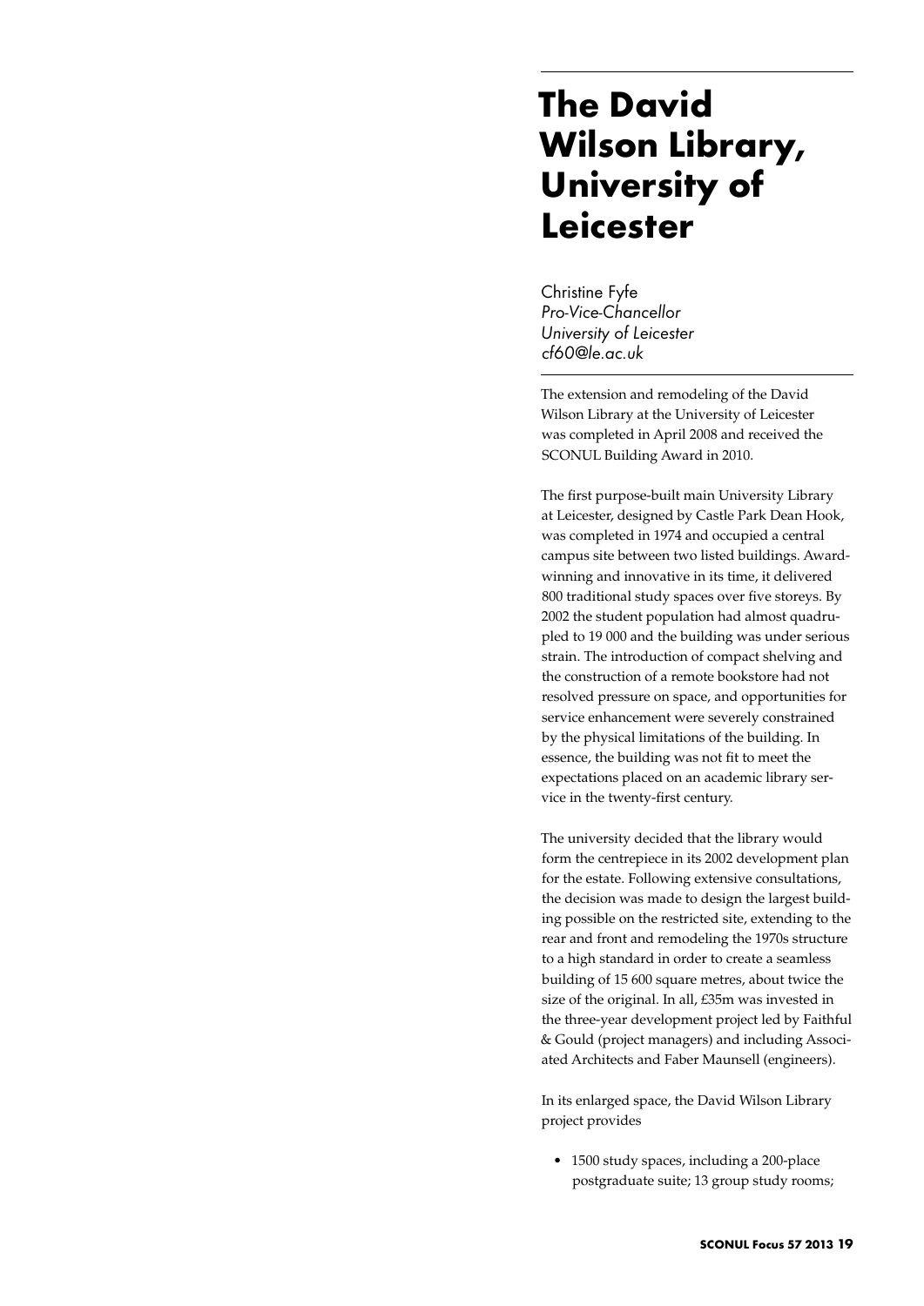# The David Wilson Library, University of Leicester

Christine Fyfe
*Pro-Vice-Chancellor*
*University of Leicester*
*cf60@le.ac.uk*

The extension and remodeling of the David Wilson Library at the University of Leicester was completed in April 2008 and received the SCONUL Building Award in 2010.

The first purpose-built main University Library at Leicester, designed by Castle Park Dean Hook, was completed in 1974 and occupied a central campus site between two listed buildings. Award-winning and innovative in its time, it delivered 800 traditional study spaces over five storeys. By 2002 the student population had almost quadrupled to 19 000 and the building was under serious strain. The introduction of compact shelving and the construction of a remote bookstore had not resolved pressure on space, and opportunities for service enhancement were severely constrained by the physical limitations of the building. In essence, the building was not fit to meet the expectations placed on an academic library service in the twenty-first century.

The university decided that the library would form the centrepiece in its 2002 development plan for the estate. Following extensive consultations, the decision was made to design the largest building possible on the restricted site, extending to the rear and front and remodeling the 1970s structure to a high standard in order to create a seamless building of 15 600 square metres, about twice the size of the original. In all, £35m was invested in the three-year development project led by Faithful & Gould (project managers) and including Associated Architects and Faber Maunsell (engineers).

In its enlarged space, the David Wilson Library project provides

- 1500 study spaces, including a 200-place postgraduate suite; 13 group study rooms;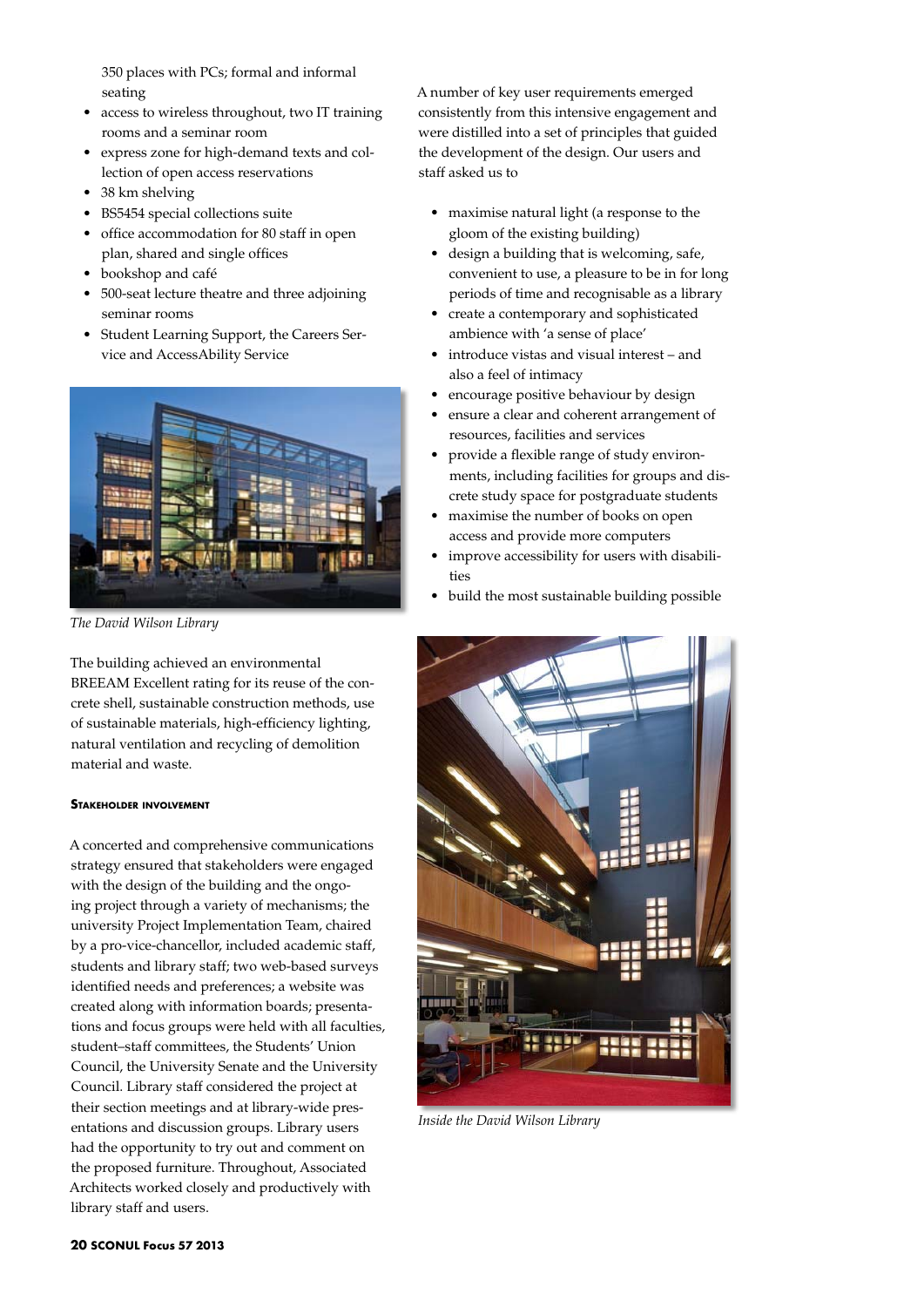350 places with PCs; formal and informal seating

- access to wireless throughout, two IT training rooms and a seminar room
- express zone for high-demand texts and collection of open access reservations
- 38 km shelving
- BS5454 special collections suite
- office accommodation for 80 staff in open plan, shared and single offices
- bookshop and café
- 500-seat lecture theatre and three adjoining seminar rooms
- Student Learning Support, the Careers Service and AccessAbility Service

*The David Wilson Library*

The building achieved an environmental BREEAM Excellent rating for its reuse of the concrete shell, sustainable construction methods, use of sustainable materials, high-efficiency lighting, natural ventilation and recycling of demolition material and waste.

### Stakeholder involvement

A concerted and comprehensive communications strategy ensured that stakeholders were engaged with the design of the building and the ongoing project through a variety of mechanisms; the university Project Implementation Team, chaired by a pro-vice-chancellor, included academic staff, students and library staff; two web-based surveys identified needs and preferences; a website was created along with information boards; presentations and focus groups were held with all faculties, student–staff committees, the Students' Union Council, the University Senate and the University Council. Library staff considered the project at their section meetings and at library-wide presentations and discussion groups. Library users had the opportunity to try out and comment on the proposed furniture. Throughout, Associated Architects worked closely and productively with library staff and users.

A number of key user requirements emerged consistently from this intensive engagement and were distilled into a set of principles that guided the development of the design. Our users and staff asked us to

- maximise natural light (a response to the gloom of the existing building)
- design a building that is welcoming, safe, convenient to use, a pleasure to be in for long periods of time and recognisable as a library
- create a contemporary and sophisticated ambience with 'a sense of place'
- introduce vistas and visual interest – and also a feel of intimacy
- encourage positive behaviour by design
- ensure a clear and coherent arrangement of resources, facilities and services
- provide a flexible range of study environments, including facilities for groups and discrete study space for postgraduate students
- maximise the number of books on open access and provide more computers
- improve accessibility for users with disabilities
- build the most sustainable building possible

*Inside the David Wilson Library*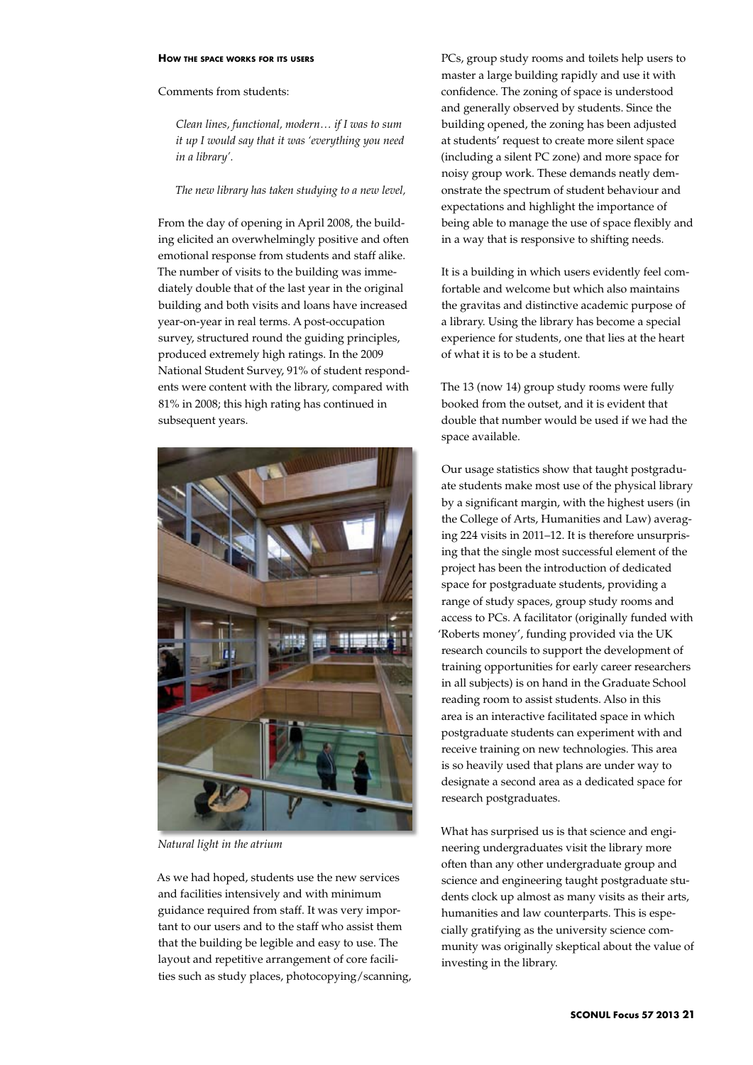#### How the space works for its users

Comments from students:

> *Clean lines, functional, modern… if I was to sum it up I would say that it was 'everything you need in a library'.*
>
> *The new library has taken studying to a new level,*

From the day of opening in April 2008, the building elicited an overwhelmingly positive and often emotional response from students and staff alike. The number of visits to the building was immediately double that of the last year in the original building and both visits and loans have increased year-on-year in real terms. A post-occupation survey, structured round the guiding principles, produced extremely high ratings. In the 2009 National Student Survey, 91% of student respondents were content with the library, compared with 81% in 2008; this high rating has continued in subsequent years.

*Natural light in the atrium*

As we had hoped, students use the new services and facilities intensively and with minimum guidance required from staff. It was very important to our users and to the staff who assist them that the building be legible and easy to use. The layout and repetitive arrangement of core facilities such as study places, photocopying/scanning, PCs, group study rooms and toilets help users to master a large building rapidly and use it with confidence. The zoning of space is understood and generally observed by students. Since the building opened, the zoning has been adjusted at students' request to create more silent space (including a silent PC zone) and more space for noisy group work. These demands neatly demonstrate the spectrum of student behaviour and expectations and highlight the importance of being able to manage the use of space flexibly and in a way that is responsive to shifting needs.

It is a building in which users evidently feel comfortable and welcome but which also maintains the gravitas and distinctive academic purpose of a library. Using the library has become a special experience for students, one that lies at the heart of what it is to be a student.

The 13 (now 14) group study rooms were fully booked from the outset, and it is evident that double that number would be used if we had the space available.

Our usage statistics show that taught postgraduate students make most use of the physical library by a significant margin, with the highest users (in the College of Arts, Humanities and Law) averaging 224 visits in 2011–12. It is therefore unsurprising that the single most successful element of the project has been the introduction of dedicated space for postgraduate students, providing a range of study spaces, group study rooms and access to PCs. A facilitator (originally funded with 'Roberts money', funding provided via the UK research councils to support the development of training opportunities for early career researchers in all subjects) is on hand in the Graduate School reading room to assist students. Also in this area is an interactive facilitated space in which postgraduate students can experiment with and receive training on new technologies. This area is so heavily used that plans are under way to designate a second area as a dedicated space for research postgraduates.

What has surprised us is that science and engineering undergraduates visit the library more often than any other undergraduate group and science and engineering taught postgraduate students clock up almost as many visits as their arts, humanities and law counterparts. This is especially gratifying as the university science community was originally skeptical about the value of investing in the library.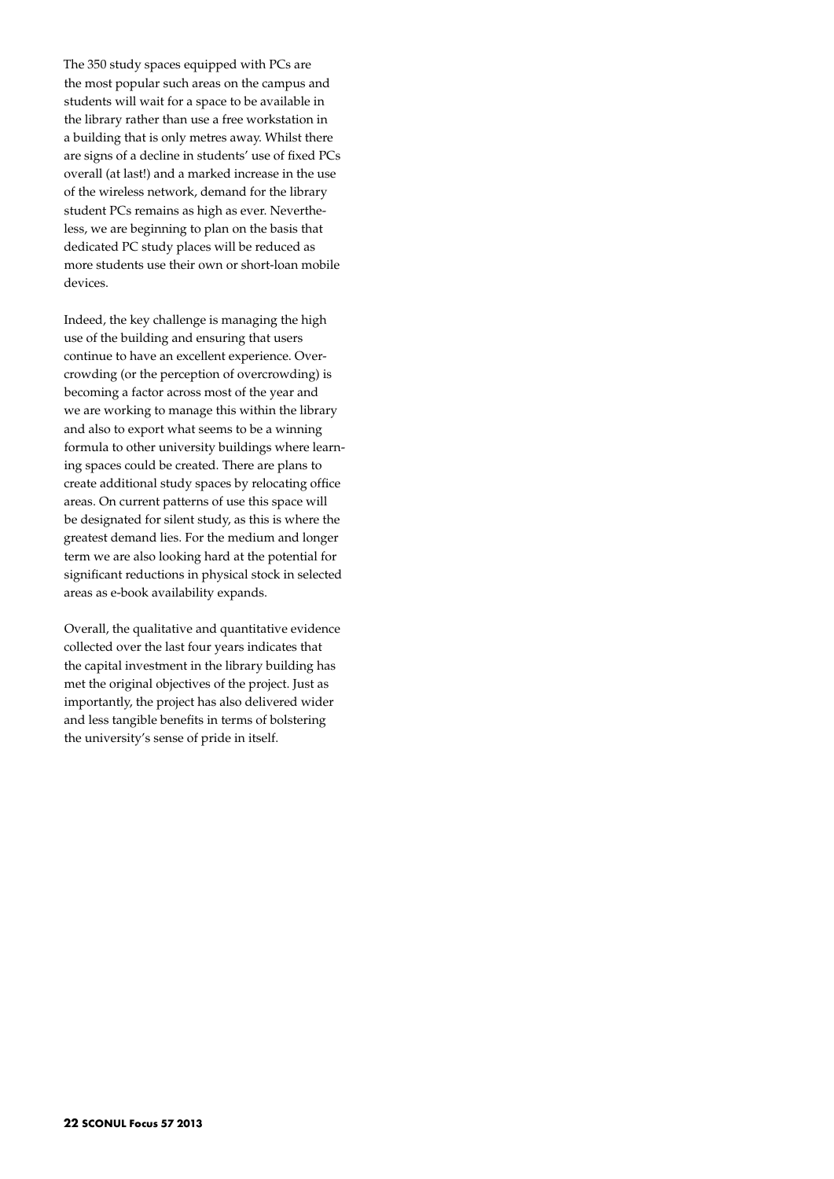The 350 study spaces equipped with PCs are the most popular such areas on the campus and students will wait for a space to be available in the library rather than use a free workstation in a building that is only metres away. Whilst there are signs of a decline in students' use of fixed PCs overall (at last!) and a marked increase in the use of the wireless network, demand for the library student PCs remains as high as ever. Nevertheless, we are beginning to plan on the basis that dedicated PC study places will be reduced as more students use their own or short-loan mobile devices.

Indeed, the key challenge is managing the high use of the building and ensuring that users continue to have an excellent experience. Overcrowding (or the perception of overcrowding) is becoming a factor across most of the year and we are working to manage this within the library and also to export what seems to be a winning formula to other university buildings where learning spaces could be created. There are plans to create additional study spaces by relocating office areas. On current patterns of use this space will be designated for silent study, as this is where the greatest demand lies. For the medium and longer term we are also looking hard at the potential for significant reductions in physical stock in selected areas as e-book availability expands.

Overall, the qualitative and quantitative evidence collected over the last four years indicates that the capital investment in the library building has met the original objectives of the project. Just as importantly, the project has also delivered wider and less tangible benefits in terms of bolstering the university's sense of pride in itself.